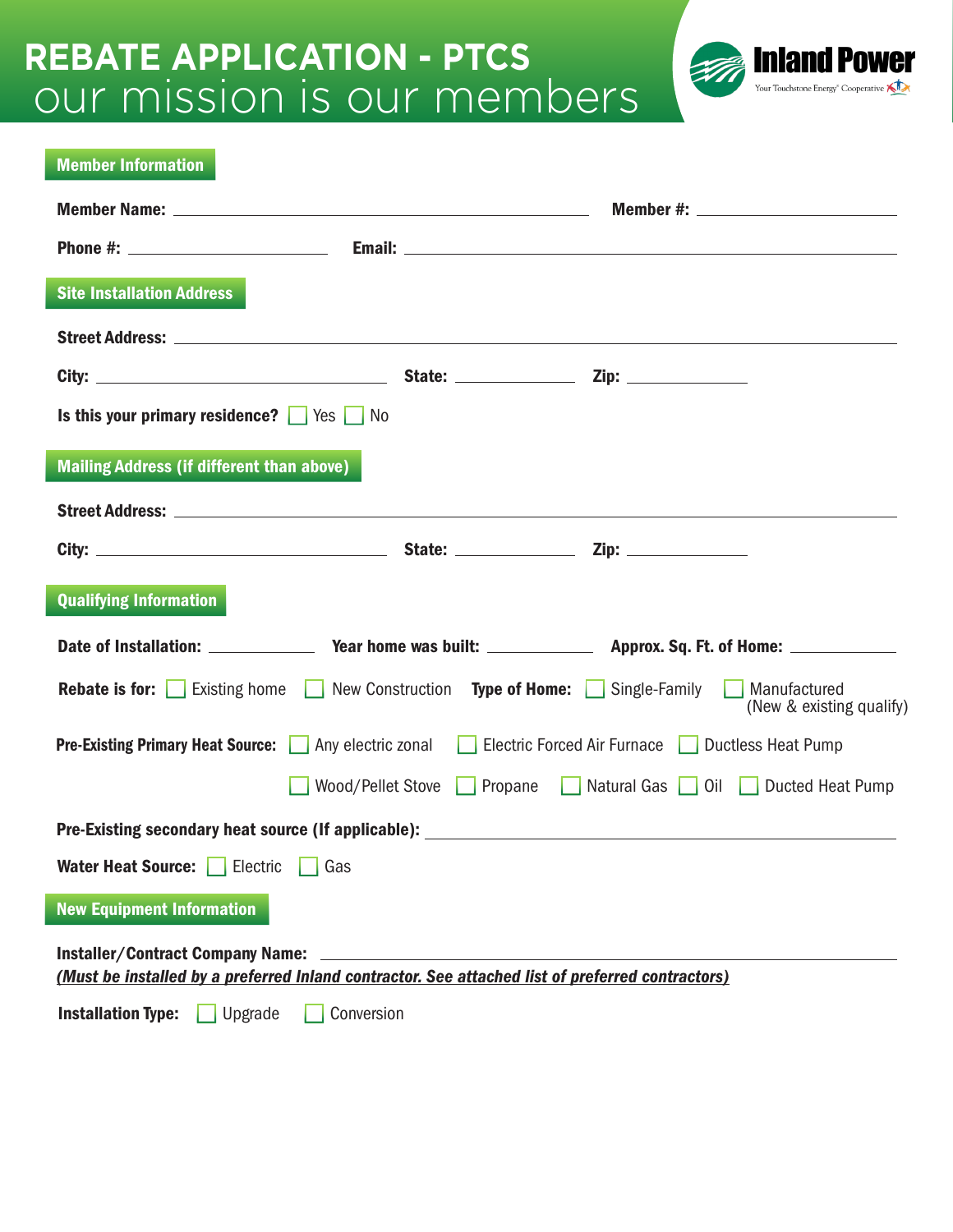# REBATE APPLICATION - PTCS

our mission is our members

Inland Power
Your Touchstone Energy® Cooperative

## Member Information

**Member Name:** ______________________________ **Member #:** ______________

**Phone #:** ______________ **Email:** ______________________________

## Site Installation Address

**Street Address:** ______________________________

**City:** ______________ **State:** ________ **Zip:** ________

**Is this your primary residence?** ☐ Yes ☐ No

## Mailing Address (if different than above)

**Street Address:** ______________________________

**City:** ______________ **State:** ________ **Zip:** ________

## Qualifying Information

**Date of Installation:** ________ **Year home was built:** ________ **Approx. Sq. Ft. of Home:** ________

**Rebate is for:** ☐ Existing home ☐ New Construction **Type of Home:** ☐ Single-Family ☐ Manufactured (New & existing qualify)

**Pre-Existing Primary Heat Source:** ☐ Any electric zonal ☐ Electric Forced Air Furnace ☐ Ductless Heat Pump ☐ Wood/Pellet Stove ☐ Propane ☐ Natural Gas ☐ Oil ☐ Ducted Heat Pump

**Pre-Existing secondary heat source (If applicable):** ______________________________

**Water Heat Source:** ☐ Electric ☐ Gas

## New Equipment Information

**Installer/Contract Company Name:** ______________________________

***(Must be installed by a preferred Inland contractor. See attached list of preferred contractors)***

**Installation Type:** ☐ Upgrade ☐ Conversion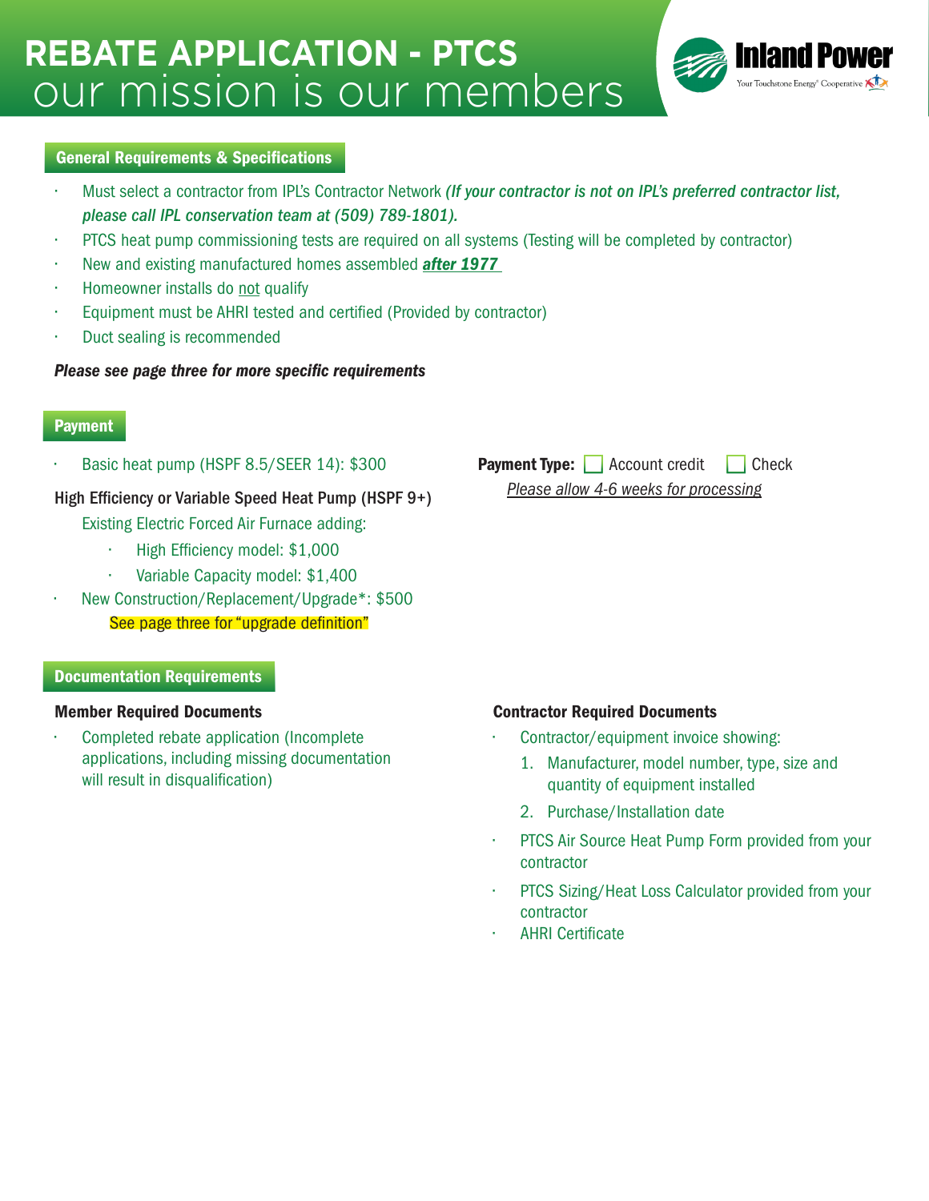# REBATE APPLICATION - PTCS
## our mission is our members

Inland Power
Your Touchstone Energy® Cooperative

## General Requirements & Specifications

- Must select a contractor from IPL's Contractor Network ***(If your contractor is not on IPL's preferred contractor list, please call IPL conservation team at (509) 789-1801).***
- PTCS heat pump commissioning tests are required on all systems (Testing will be completed by contractor)
- New and existing manufactured homes assembled ***after 1977***
- Homeowner installs do not qualify
- Equipment must be AHRI tested and certified (Provided by contractor)
- Duct sealing is recommended

***Please see page three for more specific requirements***

## Payment

- Basic heat pump (HSPF 8.5/SEER 14): $300

**High Efficiency or Variable Speed Heat Pump (HSPF 9+)**

Existing Electric Forced Air Furnace adding:

- High Efficiency model: $1,000
- Variable Capacity model: $1,400

- New Construction/Replacement/Upgrade*: $500
  See page three for "upgrade definition"

**Payment Type:** ☐ Account credit ☐ Check

*Please allow 4-6 weeks for processing*

## Documentation Requirements

**Member Required Documents**

- Completed rebate application (Incomplete applications, including missing documentation will result in disqualification)

**Contractor Required Documents**

- Contractor/equipment invoice showing:
  1. Manufacturer, model number, type, size and quantity of equipment installed
  2. Purchase/Installation date
- PTCS Air Source Heat Pump Form provided from your contractor
- PTCS Sizing/Heat Loss Calculator provided from your contractor
- AHRI Certificate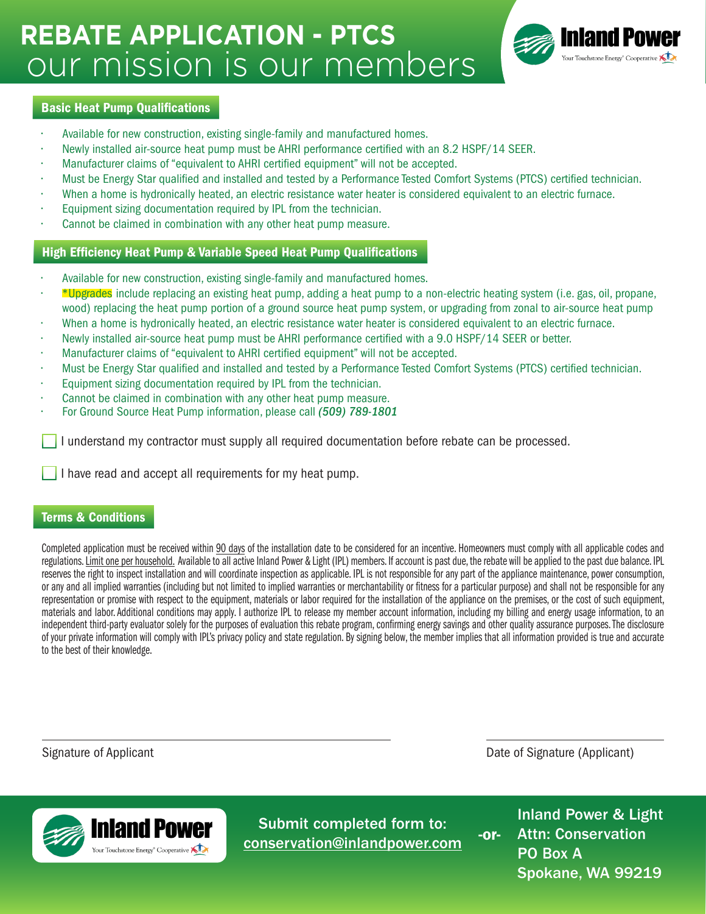# REBATE APPLICATION - PTCS

our mission is our members

Inland Power
Your Touchstone Energy® Cooperative

## Basic Heat Pump Qualifications

- Available for new construction, existing single-family and manufactured homes.
- Newly installed air-source heat pump must be AHRI performance certified with an 8.2 HSPF/14 SEER.
- Manufacturer claims of "equivalent to AHRI certified equipment" will not be accepted.
- Must be Energy Star qualified and installed and tested by a Performance Tested Comfort Systems (PTCS) certified technician.
- When a home is hydronically heated, an electric resistance water heater is considered equivalent to an electric furnace.
- Equipment sizing documentation required by IPL from the technician.
- Cannot be claimed in combination with any other heat pump measure.

## High Efficiency Heat Pump & Variable Speed Heat Pump Qualifications

- Available for new construction, existing single-family and manufactured homes.
- *Upgrades include replacing an existing heat pump, adding a heat pump to a non-electric heating system (i.e. gas, oil, propane, wood) replacing the heat pump portion of a ground source heat pump system, or upgrading from zonal to air-source heat pump
- When a home is hydronically heated, an electric resistance water heater is considered equivalent to an electric furnace.
- Newly installed air-source heat pump must be AHRI performance certified with a 9.0 HSPF/14 SEER or better.
- Manufacturer claims of "equivalent to AHRI certified equipment" will not be accepted.
- Must be Energy Star qualified and installed and tested by a Performance Tested Comfort Systems (PTCS) certified technician.
- Equipment sizing documentation required by IPL from the technician.
- Cannot be claimed in combination with any other heat pump measure.
- For Ground Source Heat Pump information, please call ***(509) 789-1801***

☐ I understand my contractor must supply all required documentation before rebate can be processed.

☐ I have read and accept all requirements for my heat pump.

## Terms & Conditions

Completed application must be received within 90 days of the installation date to be considered for an incentive. Homeowners must comply with all applicable codes and regulations. Limit one per household. Available to all active Inland Power & Light (IPL) members. If account is past due, the rebate will be applied to the past due balance. IPL reserves the right to inspect installation and will coordinate inspection as applicable. IPL is not responsible for any part of the appliance maintenance, power consumption, or any and all implied warranties (including but not limited to implied warranties or merchantability or fitness for a particular purpose) and shall not be responsible for any representation or promise with respect to the equipment, materials or labor required for the installation of the appliance on the premises, or the cost of such equipment, materials and labor. Additional conditions may apply. I authorize IPL to release my member account information, including my billing and energy usage information, to an independent third-party evaluator solely for the purposes of evaluation this rebate program, confirming energy savings and other quality assurance purposes. The disclosure of your private information will comply with IPL's privacy policy and state regulation. By signing below, the member implies that all information provided is true and accurate to the best of their knowledge.

______________________________ Signature of Applicant

______________________________ Date of Signature (Applicant)

Inland Power
Your Touchstone Energy® Cooperative

**Submit completed form to:**
**conservation@inlandpower.com**

**-or-**

**Inland Power & Light**
**Attn: Conservation**
**PO Box A**
**Spokane, WA 99219**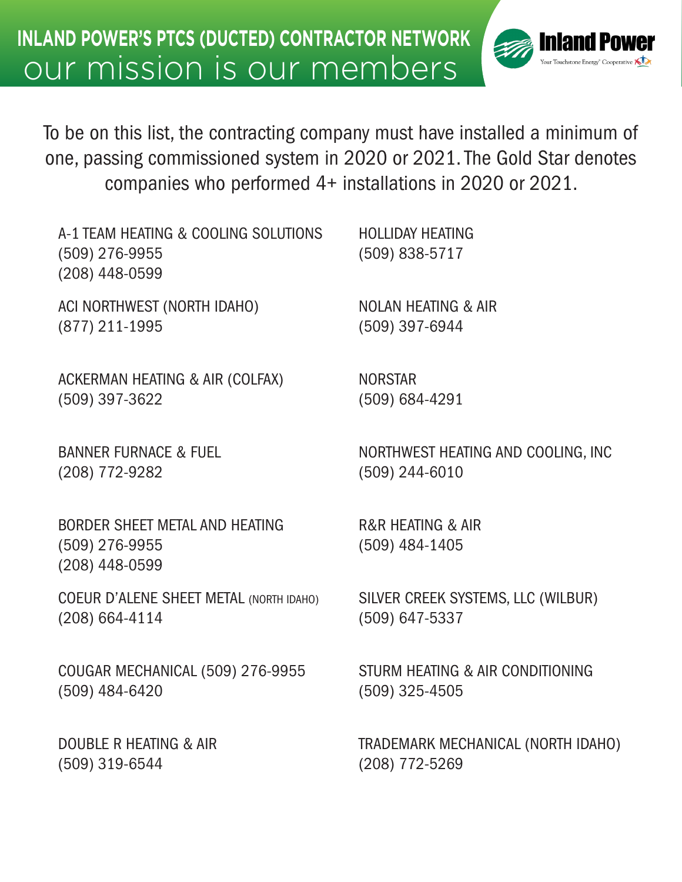# INLAND POWER'S PTCS (DUCTED) CONTRACTOR NETWORK

## our mission is our members

Inland Power
Your Touchstone Energy® Cooperative

To be on this list, the contracting company must have installed a minimum of one, passing commissioned system in 2020 or 2021. The Gold Star denotes companies who performed 4+ installations in 2020 or 2021.

A-1 TEAM HEATING & COOLING SOLUTIONS
(509) 276-9955
(208) 448-0599

ACI NORTHWEST (NORTH IDAHO)
(877) 211-1995

ACKERMAN HEATING & AIR (COLFAX)
(509) 397-3622

BANNER FURNACE & FUEL
(208) 772-9282

BORDER SHEET METAL AND HEATING
(509) 276-9955
(208) 448-0599

COEUR D'ALENE SHEET METAL (NORTH IDAHO)
(208) 664-4114

COUGAR MECHANICAL (509) 276-9955
(509) 484-6420

DOUBLE R HEATING & AIR
(509) 319-6544

HOLLIDAY HEATING
(509) 838-5717

NOLAN HEATING & AIR
(509) 397-6944

NORSTAR
(509) 684-4291

NORTHWEST HEATING AND COOLING, INC
(509) 244-6010

R&R HEATING & AIR
(509) 484-1405

SILVER CREEK SYSTEMS, LLC (WILBUR)
(509) 647-5337

STURM HEATING & AIR CONDITIONING
(509) 325-4505

TRADEMARK MECHANICAL (NORTH IDAHO)
(208) 772-5269